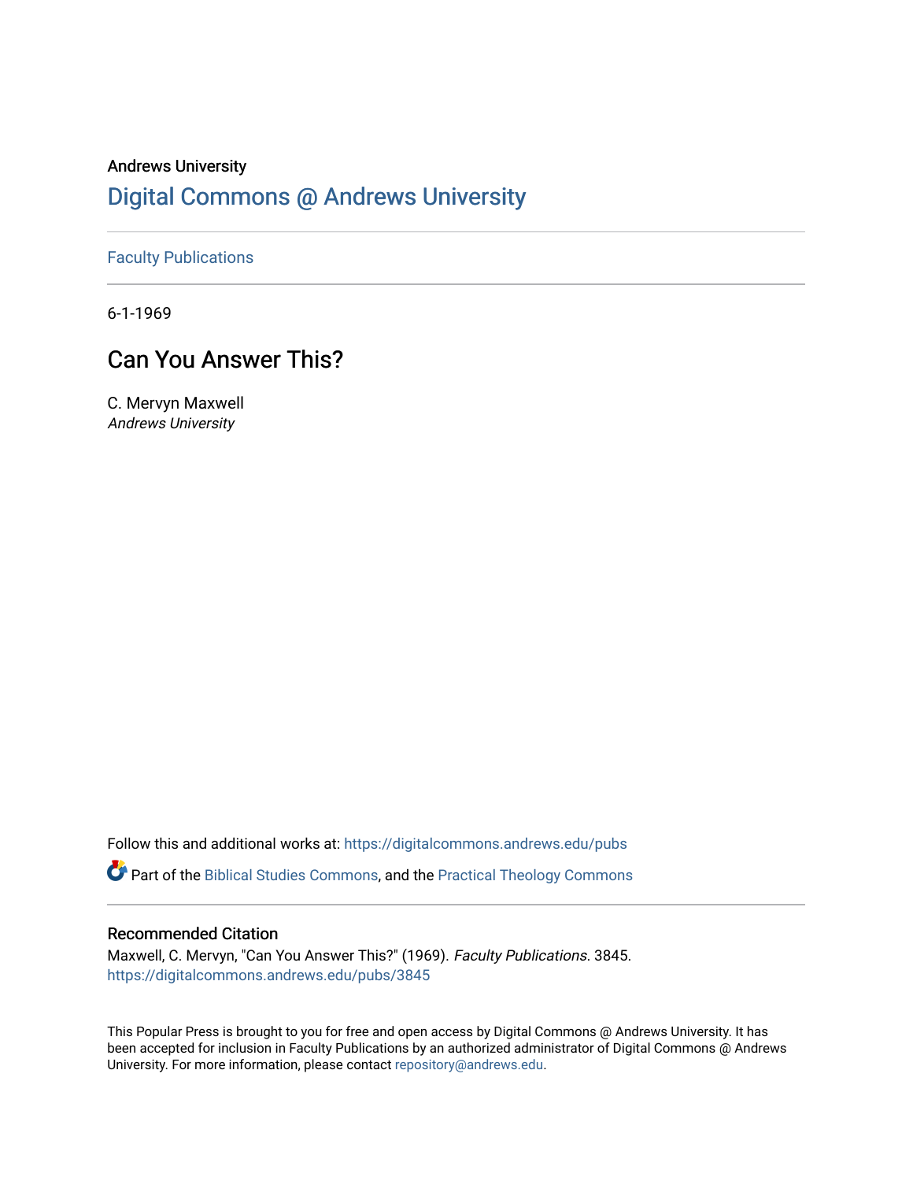Andrews University

# Digital Commons @ Andrews University

Faculty Publications

6-1-1969

## Can You Answer This?

C. Mervyn Maxwell
*Andrews University*

Follow this and additional works at: https://digitalcommons.andrews.edu/pubs

Part of the Biblical Studies Commons, and the Practical Theology Commons

### Recommended Citation

Maxwell, C. Mervyn, "Can You Answer This?" (1969). *Faculty Publications*. 3845.
https://digitalcommons.andrews.edu/pubs/3845

This Popular Press is brought to you for free and open access by Digital Commons @ Andrews University. It has been accepted for inclusion in Faculty Publications by an authorized administrator of Digital Commons @ Andrews University. For more information, please contact repository@andrews.edu.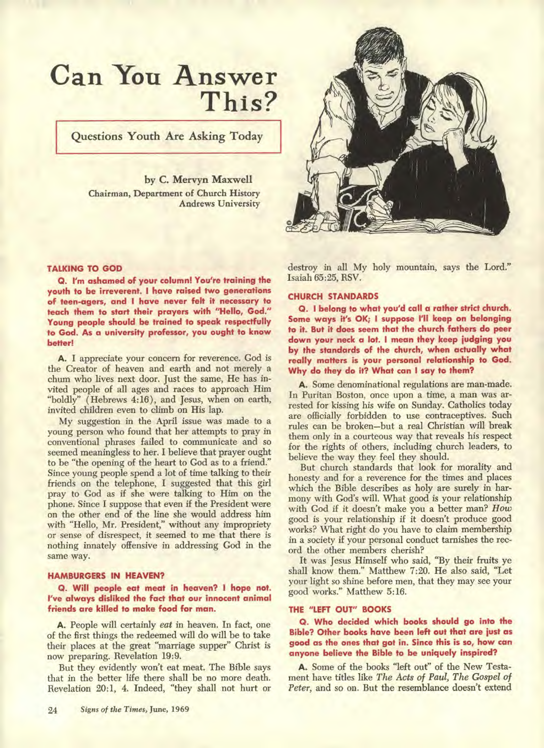# Can You Answer This?

## Questions Youth Are Asking Today

by C. Mervyn Maxwell
Chairman, Department of Church History
Andrews University

### TALKING TO GOD

**Q. I'm ashamed of your column! You're training the youth to be irreverent. I have raised two generations of teen-agers, and I have never felt it necessary to teach them to start their prayers with "Hello, God." Young people should be trained to speak respectfully to God. As a university professor, you ought to know better!**

A. I appreciate your concern for reverence. God is the Creator of heaven and earth and not merely a chum who lives next door. Just the same, He has invited people of all ages and races to approach Him "boldly" (Hebrews 4:16), and Jesus, when on earth, invited children even to climb on His lap.

My suggestion in the April issue was made to a young person who found that her attempts to pray in conventional phrases failed to communicate and so seemed meaningless to her. I believe that prayer ought to be "the opening of the heart to God as to a friend." Since young people spend a lot of time talking to their friends on the telephone, I suggested that this girl pray to God as if she were talking to Him on the phone. Since I suppose that even if the President were on the other end of the line she would address him with "Hello, Mr. President," without any impropriety or sense of disrespect, it seemed to me that there is nothing innately offensive in addressing God in the same way.

### HAMBURGERS IN HEAVEN?

**Q. Will people eat meat in heaven? I hope not. I've always disliked the fact that our innocent animal friends are killed to make food for man.**

A. People will certainly *eat* in heaven. In fact, one of the first things the redeemed will do will be to take their places at the great "marriage supper" Christ is now preparing. Revelation 19:9.

But they evidently won't eat meat. The Bible says that in the better life there shall be no more death. Revelation 20:1, 4. Indeed, "they shall not hurt or destroy in all My holy mountain, says the Lord." Isaiah 65:25, RSV.

### CHURCH STANDARDS

**Q. I belong to what you'd call a rather strict church. Some ways it's OK; I suppose I'll keep on belonging to it. But it does seem that the church fathers do peer down your neck a lot. I mean they keep judging you by the standards of the church, when actually what really matters is your personal relationship to God. Why do they do it? What can I say to them?**

A. Some denominational regulations are man-made. In Puritan Boston, once upon a time, a man was arrested for kissing his wife on Sunday. Catholics today are officially forbidden to use contraceptives. Such rules can be broken—but a real Christian will break them only in a courteous way that reveals his respect for the rights of others, including church leaders, to believe the way they feel they should.

But church standards that look for morality and honesty and for a reverence for the times and places which the Bible describes as holy are surely in harmony with God's will. What good is your relationship with God if it doesn't make you a better man? *How* good is your relationship if it doesn't produce good works? What right do you have to claim membership in a society if your personal conduct tarnishes the record the other members cherish?

It was Jesus Himself who said, "By their fruits ye shall know them." Matthew 7:20. He also said, "Let your light so shine before men, that they may see your good works." Matthew 5:16.

### THE "LEFT OUT" BOOKS

**Q. Who decided which books should go into the Bible? Other books have been left out that are just as good as the ones that got in. Since this is so, how can anyone believe the Bible to be uniquely inspired?**

A. Some of the books "left out" of the New Testament have titles like *The Acts of Paul, The Gospel of Peter,* and so on. But the resemblance doesn't extend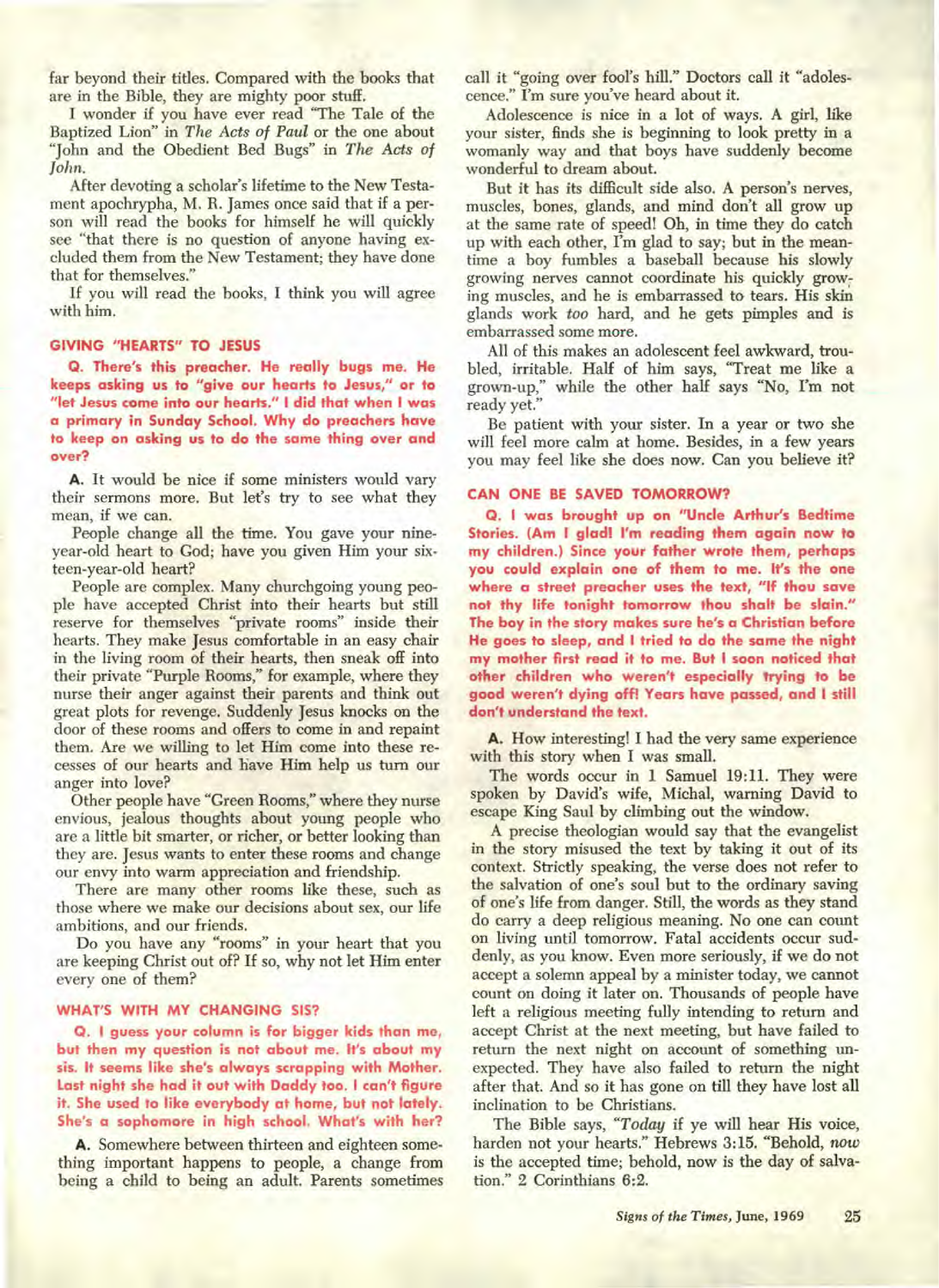far beyond their titles. Compared with the books that are in the Bible, they are mighty poor stuff.

I wonder if you have ever read "The Tale of the Baptized Lion" in *The Acts of Paul* or the one about "John and the Obedient Bed Bugs" in *The Acts of John.*

After devoting a scholar's lifetime to the New Testament apochrypha, M. R. James once said that if a person will read the books for himself he will quickly see "that there is no question of anyone having excluded them from the New Testament; they have done that for themselves."

If you will read the books, I think you will agree with him.

### GIVING "HEARTS" TO JESUS

**Q. There's this preacher. He really bugs me. He keeps asking us to "give our hearts to Jesus," or to "let Jesus come into our hearts." I did that when I was a primary in Sunday School. Why do preachers have to keep on asking us to do the same thing over and over?**

**A.** It would be nice if some ministers would vary their sermons more. But let's try to see what they mean, if we can.

People change all the time. You gave your nine-year-old heart to God; have you given Him your sixteen-year-old heart?

People are complex. Many churchgoing young people have accepted Christ into their hearts but still reserve for themselves "private rooms" inside their hearts. They make Jesus comfortable in an easy chair in the living room of their hearts, then sneak off into their private "Purple Rooms," for example, where they nurse their anger against their parents and think out great plots for revenge. Suddenly Jesus knocks on the door of these rooms and offers to come in and repaint them. Are we willing to let Him come into these recesses of our hearts and have Him help us turn our anger into love?

Other people have "Green Rooms," where they nurse envious, jealous thoughts about young people who are a little bit smarter, or richer, or better looking than they are. Jesus wants to enter these rooms and change our envy into warm appreciation and friendship.

There are many other rooms like these, such as those where we make our decisions about sex, our life ambitions, and our friends.

Do you have any "rooms" in your heart that you are keeping Christ out of? If so, why not let Him enter every one of them?

### WHAT'S WITH MY CHANGING SIS?

**Q. I guess your column is for bigger kids than me, but then my question is not about me. It's about my sis. It seems like she's always scrapping with Mother. Last night she had it out with Daddy too. I can't figure it. She used to like everybody at home, but not lately. She's a sophomore in high school. What's with her?**

**A.** Somewhere between thirteen and eighteen something important happens to people, a change from being a child to being an adult. Parents sometimes call it "going over fool's hill." Doctors call it "adolescence." I'm sure you've heard about it.

Adolescence is nice in a lot of ways. A girl, like your sister, finds she is beginning to look pretty in a womanly way and that boys have suddenly become wonderful to dream about.

But it has its difficult side also. A person's nerves, muscles, bones, glands, and mind don't all grow up at the same rate of speed! Oh, in time they do catch up with each other, I'm glad to say; but in the meantime a boy fumbles a baseball because his slowly growing nerves cannot coordinate his quickly growing muscles, and he is embarrassed to tears. His skin glands work *too* hard, and he gets pimples and is embarrassed some more.

All of this makes an adolescent feel awkward, troubled, irritable. Half of him says, "Treat me like a grown-up," while the other half says "No, I'm not ready yet."

Be patient with your sister. In a year or two she will feel more calm at home. Besides, in a few years you may feel like she does now. Can you believe it?

### CAN ONE BE SAVED TOMORROW?

**Q. I was brought up on "Uncle Arthur's Bedtime Stories. (Am I glad! I'm reading them again now to my children.) Since your father wrote them, perhaps you could explain one of them to me. It's the one where a street preacher uses the text, "If thou save not thy life tonight tomorrow thou shalt be slain." The boy in the story makes sure he's a Christian before He goes to sleep, and I tried to do the same the night my mother first read it to me. But I soon noticed that other children who weren't especially trying to be good weren't dying off! Years have passed, and I still don't understand the text.**

**A.** How interesting! I had the very same experience with this story when I was small.

The words occur in 1 Samuel 19:11. They were spoken by David's wife, Michal, warning David to escape King Saul by climbing out the window.

A precise theologian would say that the evangelist in the story misused the text by taking it out of its context. Strictly speaking, the verse does not refer to the salvation of one's soul but to the ordinary saving of one's life from danger. Still, the words as they stand do carry a deep religious meaning. No one can count on living until tomorrow. Fatal accidents occur suddenly, as you know. Even more seriously, if we do not accept a solemn appeal by a minister today, we cannot count on doing it later on. Thousands of people have left a religious meeting fully intending to return and accept Christ at the next meeting, but have failed to return the next night on account of something unexpected. They have also failed to return the night after that. And so it has gone on till they have lost all inclination to be Christians.

The Bible says, "*Today* if ye will hear His voice, harden not your hearts." Hebrews 3:15. "Behold, *now* is the accepted time; behold, now is the day of salvation." 2 Corinthians 6:2.